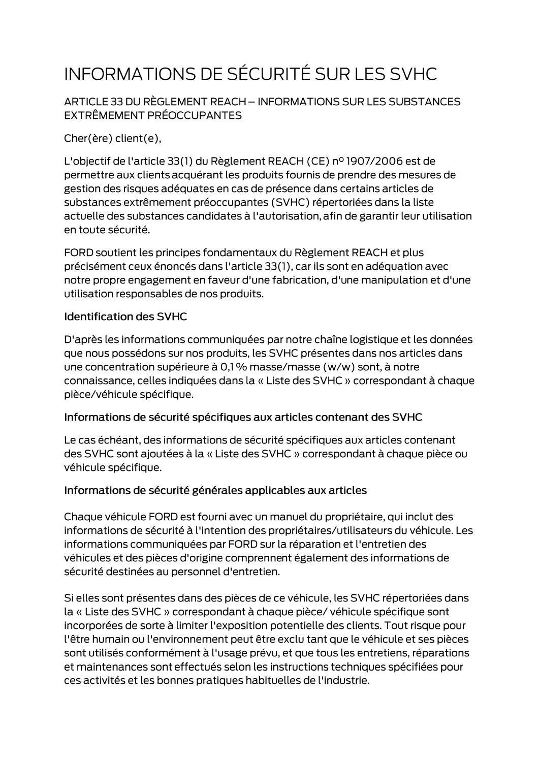# INFORMATIONS DE SÉCURITÉ SUR LES SVHC

ARTICLE 33 DU RÈGLEMENT REACH – INFORMATIONS SUR LES SUBSTANCES EXTRÊMEMENT PRÉOCCUPANTES

Cher(ère) client(e),

L'objectif de l'article 33(1) du Règlement REACH (CE) nº 1907/2006 est de permettre aux clients acquérant les produits fournis de prendre des mesures de gestion des risques adéquates en cas de présence dans certains articles de substances extrêmement préoccupantes (SVHC) répertoriées dans la liste actuelle des substances candidates à l'autorisation, afin de garantir leur utilisation en toute sécurité.

FORD soutient les principes fondamentaux du Règlement REACH et plus précisément ceux énoncés dans l'article 33(1), car ils sont en adéquation avec notre propre engagement en faveur d'une fabrication, d'une manipulation et d'une utilisation responsables de nos produits.

### Identification des SVHC

D'après les informations communiquées par notre chaîne logistique et les données que nous possédons sur nos produits, les SVHC présentes dans nos articles dans une concentration supérieure à 0,1 % masse/masse (w/w) sont, à notre connaissance, celles indiquées dans la « Liste des SVHC » correspondant à chaque pièce/véhicule spécifique.

### Informations de sécurité spécifiques aux articles contenant des SVHC

Le cas échéant, des informations de sécurité spécifiques aux articles contenant des SVHC sont ajoutées à la « Liste des SVHC » correspondant à chaque pièce ou véhicule spécifique.

### Informations de sécurité générales applicables aux articles

Chaque véhicule FORD est fourni avec un manuel du propriétaire, qui inclut des informations de sécurité à l'intention des propriétaires/utilisateurs du véhicule. Les informations communiquées par FORD sur la réparation et l'entretien des véhicules et des pièces d'origine comprennent également des informations de sécurité destinées au personnel d'entretien.

Si elles sont présentes dans des pièces de ce véhicule, les SVHC répertoriées dans la « Liste des SVHC » correspondant à chaque pièce/ véhicule spécifique sont incorporées de sorte à limiter l'exposition potentielle des clients. Tout risque pour l'être humain ou l'environnement peut être exclu tant que le véhicule et ses pièces sont utilisés conformément à l'usage prévu, et que tous les entretiens, réparations et maintenances sont effectués selon les instructions techniques spécifiées pour ces activités et les bonnes pratiques habituelles de l'industrie.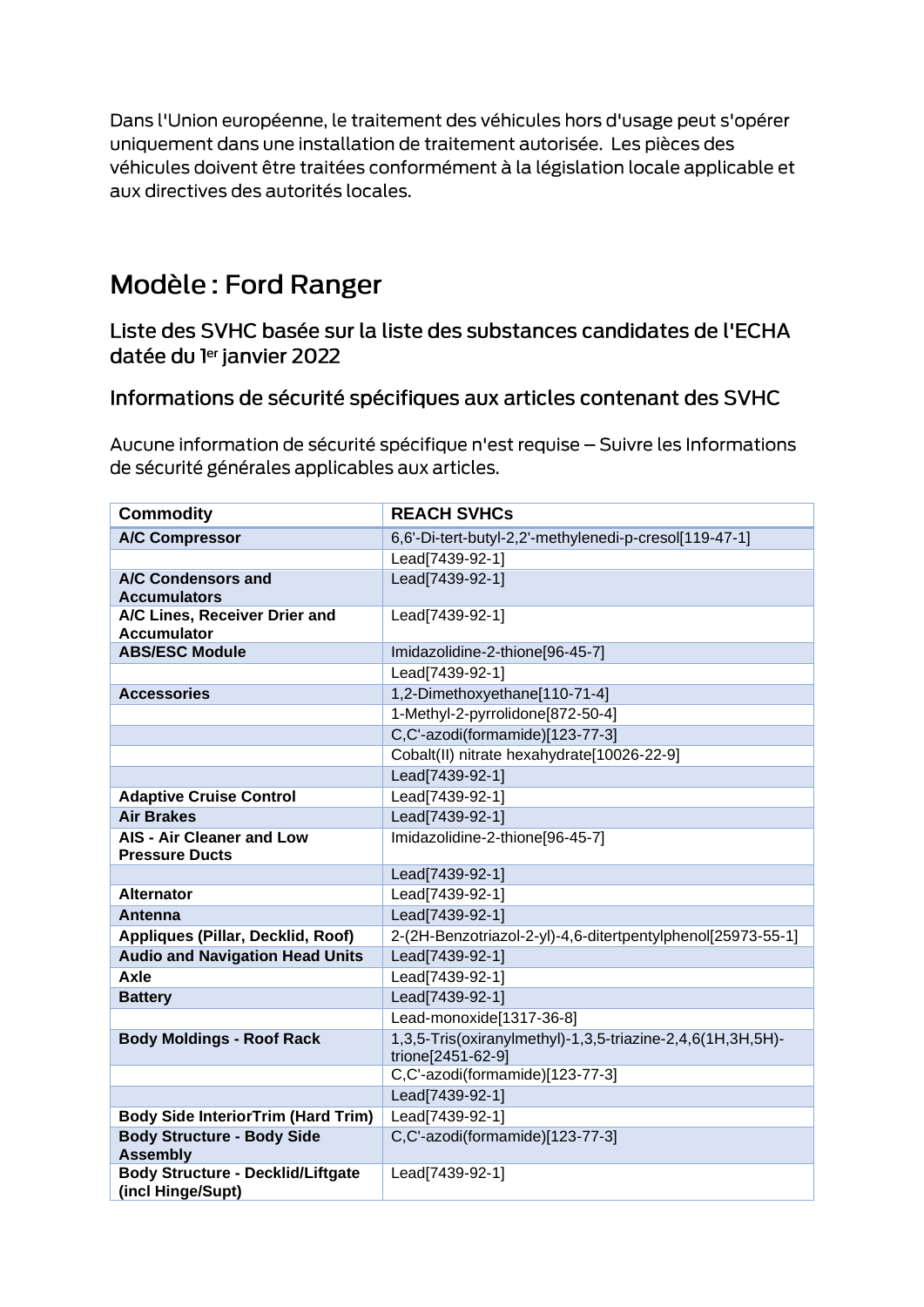Dans l'Union européenne, le traitement des véhicules hors d'usage peut s'opérer uniquement dans une installation de traitement autorisée.  Les pièces des véhicules doivent être traitées conformément à la législation locale applicable et aux directives des autorités locales.

# Modèle : Ford Ranger

## Liste des SVHC basée sur la liste des substances candidates de l'ECHA datée du 1er janvier 2022

## Informations de sécurité spécifiques aux articles contenant des SVHC

Aucune information de sécurité spécifique n'est requise – Suivre les Informations de sécurité générales applicables aux articles.

| Commodity | REACH SVHCs |
|---|---|
| **A/C Compressor** | 6,6'-Di-tert-butyl-2,2'-methylenedi-p-cresol[119-47-1] |
| | Lead[7439-92-1] |
| **A/C Condensors and Accumulators** | Lead[7439-92-1] |
| **A/C Lines, Receiver Drier and Accumulator** | Lead[7439-92-1] |
| **ABS/ESC Module** | Imidazolidine-2-thione[96-45-7] |
| | Lead[7439-92-1] |
| **Accessories** | 1,2-Dimethoxyethane[110-71-4] |
| | 1-Methyl-2-pyrrolidone[872-50-4] |
| | C,C'-azodi(formamide)[123-77-3] |
| | Cobalt(II) nitrate hexahydrate[10026-22-9] |
| | Lead[7439-92-1] |
| **Adaptive Cruise Control** | Lead[7439-92-1] |
| **Air Brakes** | Lead[7439-92-1] |
| **AIS - Air Cleaner and Low Pressure Ducts** | Imidazolidine-2-thione[96-45-7] |
| | Lead[7439-92-1] |
| **Alternator** | Lead[7439-92-1] |
| **Antenna** | Lead[7439-92-1] |
| **Appliques (Pillar, Decklid, Roof)** | 2-(2H-Benzotriazol-2-yl)-4,6-ditertpentylphenol[25973-55-1] |
| **Audio and Navigation Head Units** | Lead[7439-92-1] |
| **Axle** | Lead[7439-92-1] |
| **Battery** | Lead[7439-92-1] |
| | Lead-monoxide[1317-36-8] |
| **Body Moldings - Roof Rack** | 1,3,5-Tris(oxiranylmethyl)-1,3,5-triazine-2,4,6(1H,3H,5H)-trione[2451-62-9] |
| | C,C'-azodi(formamide)[123-77-3] |
| | Lead[7439-92-1] |
| **Body Side InteriorTrim (Hard Trim)** | Lead[7439-92-1] |
| **Body Structure - Body Side Assembly** | C,C'-azodi(formamide)[123-77-3] |
| **Body Structure - Decklid/Liftgate (incl Hinge/Supt)** | Lead[7439-92-1] |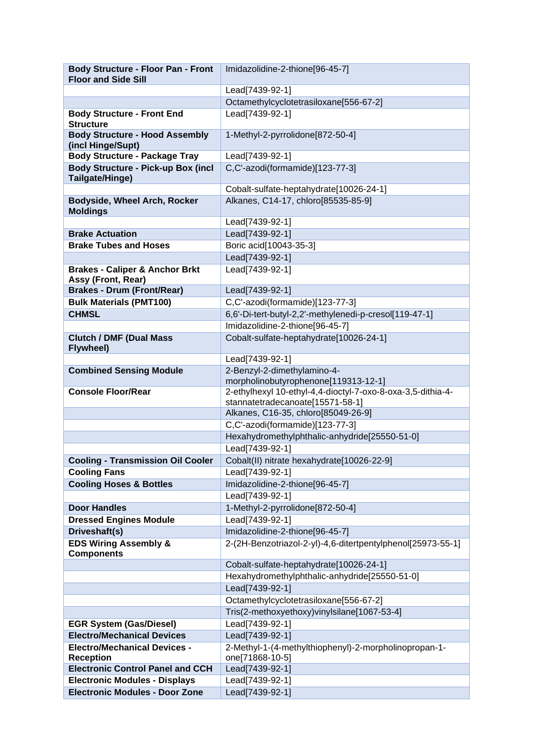| Body Structure - Floor Pan - Front Floor and Side Sill | Imidazolidine-2-thione[96-45-7] |
|---|---|
| | Lead[7439-92-1] |
| | Octamethylcyclotetrasiloxane[556-67-2] |
| **Body Structure - Front End Structure** | Lead[7439-92-1] |
| **Body Structure - Hood Assembly (incl Hinge/Supt)** | 1-Methyl-2-pyrrolidone[872-50-4] |
| **Body Structure - Package Tray** | Lead[7439-92-1] |
| **Body Structure - Pick-up Box (incl Tailgate/Hinge)** | C,C'-azodi(formamide)[123-77-3] |
| | Cobalt-sulfate-heptahydrate[10026-24-1] |
| **Bodyside, Wheel Arch, Rocker Moldings** | Alkanes, C14-17, chloro[85535-85-9] |
| | Lead[7439-92-1] |
| **Brake Actuation** | Lead[7439-92-1] |
| **Brake Tubes and Hoses** | Boric acid[10043-35-3] |
| | Lead[7439-92-1] |
| **Brakes - Caliper & Anchor Brkt Assy (Front, Rear)** | Lead[7439-92-1] |
| **Brakes - Drum (Front/Rear)** | Lead[7439-92-1] |
| **Bulk Materials (PMT100)** | C,C'-azodi(formamide)[123-77-3] |
| **CHMSL** | 6,6'-Di-tert-butyl-2,2'-methylenedi-p-cresol[119-47-1] |
| | Imidazolidine-2-thione[96-45-7] |
| **Clutch / DMF (Dual Mass Flywheel)** | Cobalt-sulfate-heptahydrate[10026-24-1] |
| | Lead[7439-92-1] |
| **Combined Sensing Module** | 2-Benzyl-2-dimethylamino-4-morpholinobutyrophenone[119313-12-1] |
| **Console Floor/Rear** | 2-ethylhexyl 10-ethyl-4,4-dioctyl-7-oxo-8-oxa-3,5-dithia-4-stannatetradecanoate[15571-58-1] |
| | Alkanes, C16-35, chloro[85049-26-9] |
| | C,C'-azodi(formamide)[123-77-3] |
| | Hexahydromethylphthalic-anhydride[25550-51-0] |
| | Lead[7439-92-1] |
| **Cooling - Transmission Oil Cooler** | Cobalt(II) nitrate hexahydrate[10026-22-9] |
| **Cooling Fans** | Lead[7439-92-1] |
| **Cooling Hoses & Bottles** | Imidazolidine-2-thione[96-45-7] |
| | Lead[7439-92-1] |
| **Door Handles** | 1-Methyl-2-pyrrolidone[872-50-4] |
| **Dressed Engines Module** | Lead[7439-92-1] |
| **Driveshaft(s)** | Imidazolidine-2-thione[96-45-7] |
| **EDS Wiring Assembly & Components** | 2-(2H-Benzotriazol-2-yl)-4,6-ditertpentylphenol[25973-55-1] |
| | Cobalt-sulfate-heptahydrate[10026-24-1] |
| | Hexahydromethylphthalic-anhydride[25550-51-0] |
| | Lead[7439-92-1] |
| | Octamethylcyclotetrasiloxane[556-67-2] |
| | Tris(2-methoxyethoxy)vinylsilane[1067-53-4] |
| **EGR System (Gas/Diesel)** | Lead[7439-92-1] |
| **Electro/Mechanical Devices** | Lead[7439-92-1] |
| **Electro/Mechanical Devices - Reception** | 2-Methyl-1-(4-methylthiophenyl)-2-morpholinopropan-1-one[71868-10-5] |
| **Electronic Control Panel and CCH** | Lead[7439-92-1] |
| **Electronic Modules - Displays** | Lead[7439-92-1] |
| **Electronic Modules - Door Zone** | Lead[7439-92-1] |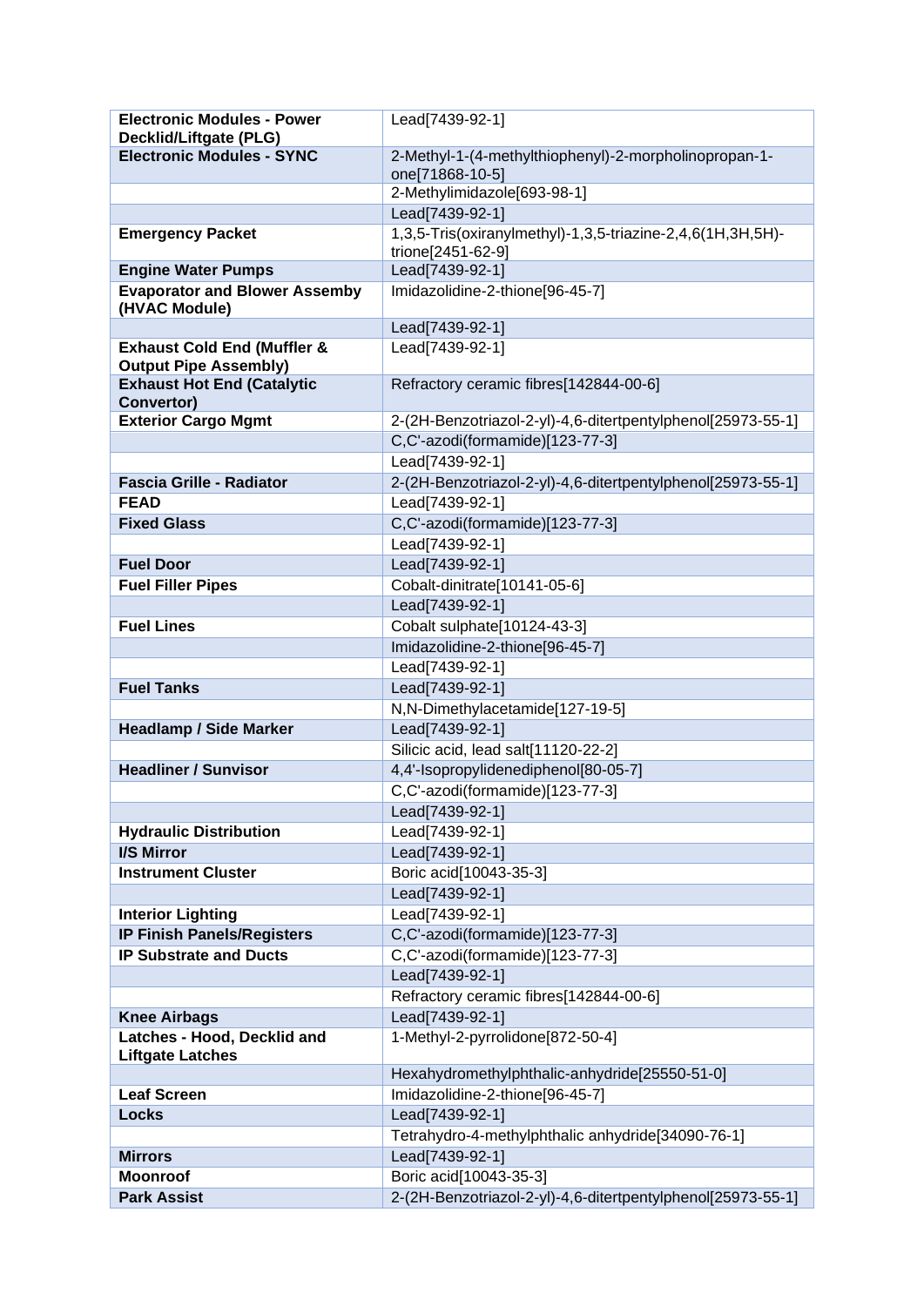| | |
|---|---|
| **Electronic Modules - Power Decklid/Liftgate (PLG)** | Lead[7439-92-1] |
| **Electronic Modules - SYNC** | 2-Methyl-1-(4-methylthiophenyl)-2-morpholinopropan-1-one[71868-10-5] |
| | 2-Methylimidazole[693-98-1] |
| | Lead[7439-92-1] |
| **Emergency Packet** | 1,3,5-Tris(oxiranylmethyl)-1,3,5-triazine-2,4,6(1H,3H,5H)-trione[2451-62-9] |
| **Engine Water Pumps** | Lead[7439-92-1] |
| **Evaporator and Blower Assemby (HVAC Module)** | Imidazolidine-2-thione[96-45-7] |
| | Lead[7439-92-1] |
| **Exhaust Cold End (Muffler & Output Pipe Assembly)** | Lead[7439-92-1] |
| **Exhaust Hot End (Catalytic Convertor)** | Refractory ceramic fibres[142844-00-6] |
| **Exterior Cargo Mgmt** | 2-(2H-Benzotriazol-2-yl)-4,6-ditertpentylphenol[25973-55-1] |
| | C,C'-azodi(formamide)[123-77-3] |
| | Lead[7439-92-1] |
| **Fascia Grille - Radiator** | 2-(2H-Benzotriazol-2-yl)-4,6-ditertpentylphenol[25973-55-1] |
| **FEAD** | Lead[7439-92-1] |
| **Fixed Glass** | C,C'-azodi(formamide)[123-77-3] |
| | Lead[7439-92-1] |
| **Fuel Door** | Lead[7439-92-1] |
| **Fuel Filler Pipes** | Cobalt-dinitrate[10141-05-6] |
| | Lead[7439-92-1] |
| **Fuel Lines** | Cobalt sulphate[10124-43-3] |
| | Imidazolidine-2-thione[96-45-7] |
| | Lead[7439-92-1] |
| **Fuel Tanks** | Lead[7439-92-1] |
| | N,N-Dimethylacetamide[127-19-5] |
| **Headlamp / Side Marker** | Lead[7439-92-1] |
| | Silicic acid, lead salt[11120-22-2] |
| **Headliner / Sunvisor** | 4,4'-Isopropylidenediphenol[80-05-7] |
| | C,C'-azodi(formamide)[123-77-3] |
| | Lead[7439-92-1] |
| **Hydraulic Distribution** | Lead[7439-92-1] |
| **I/S Mirror** | Lead[7439-92-1] |
| **Instrument Cluster** | Boric acid[10043-35-3] |
| | Lead[7439-92-1] |
| **Interior Lighting** | Lead[7439-92-1] |
| **IP Finish Panels/Registers** | C,C'-azodi(formamide)[123-77-3] |
| **IP Substrate and Ducts** | C,C'-azodi(formamide)[123-77-3] |
| | Lead[7439-92-1] |
| | Refractory ceramic fibres[142844-00-6] |
| **Knee Airbags** | Lead[7439-92-1] |
| **Latches - Hood, Decklid and Liftgate Latches** | 1-Methyl-2-pyrrolidone[872-50-4] |
| | Hexahydromethylphthalic-anhydride[25550-51-0] |
| **Leaf Screen** | Imidazolidine-2-thione[96-45-7] |
| **Locks** | Lead[7439-92-1] |
| | Tetrahydro-4-methylphthalic anhydride[34090-76-1] |
| **Mirrors** | Lead[7439-92-1] |
| **Moonroof** | Boric acid[10043-35-3] |
| **Park Assist** | 2-(2H-Benzotriazol-2-yl)-4,6-ditertpentylphenol[25973-55-1] |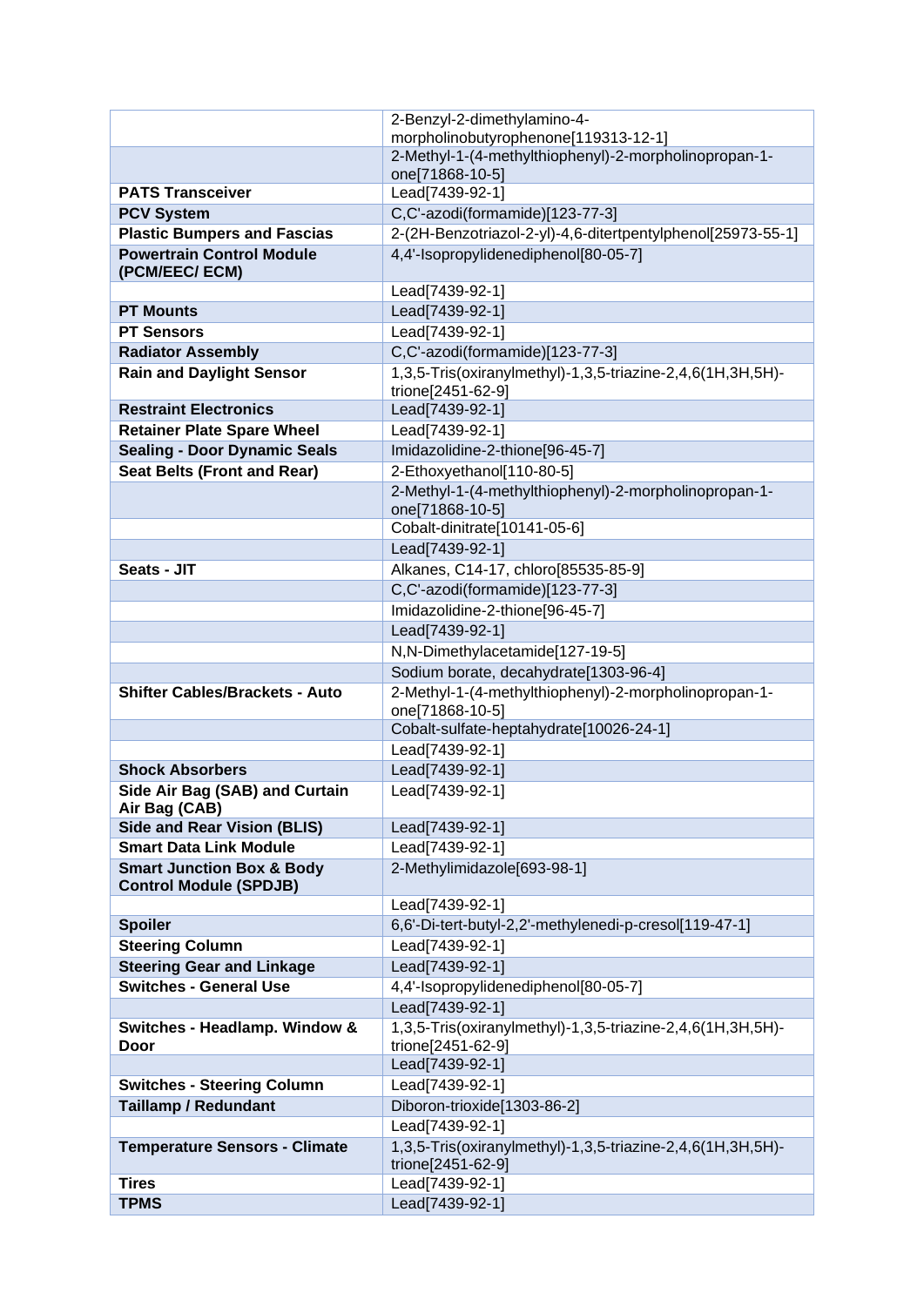| | |
|---|---|
| | 2-Benzyl-2-dimethylamino-4-morpholinobutyrophenone[119313-12-1] |
| | 2-Methyl-1-(4-methylthiophenyl)-2-morpholinopropan-1-one[71868-10-5] |
| **PATS Transceiver** | Lead[7439-92-1] |
| **PCV System** | C,C'-azodi(formamide)[123-77-3] |
| **Plastic Bumpers and Fascias** | 2-(2H-Benzotriazol-2-yl)-4,6-ditertpentylphenol[25973-55-1] |
| **Powertrain Control Module (PCM/EEC/ ECM)** | 4,4'-Isopropylidenediphenol[80-05-7] |
| | Lead[7439-92-1] |
| **PT Mounts** | Lead[7439-92-1] |
| **PT Sensors** | Lead[7439-92-1] |
| **Radiator Assembly** | C,C'-azodi(formamide)[123-77-3] |
| **Rain and Daylight Sensor** | 1,3,5-Tris(oxiranylmethyl)-1,3,5-triazine-2,4,6(1H,3H,5H)-trione[2451-62-9] |
| **Restraint Electronics** | Lead[7439-92-1] |
| **Retainer Plate Spare Wheel** | Lead[7439-92-1] |
| **Sealing - Door Dynamic Seals** | Imidazolidine-2-thione[96-45-7] |
| **Seat Belts (Front and Rear)** | 2-Ethoxyethanol[110-80-5] |
| | 2-Methyl-1-(4-methylthiophenyl)-2-morpholinopropan-1-one[71868-10-5] |
| | Cobalt-dinitrate[10141-05-6] |
| | Lead[7439-92-1] |
| **Seats - JIT** | Alkanes, C14-17, chloro[85535-85-9] |
| | C,C'-azodi(formamide)[123-77-3] |
| | Imidazolidine-2-thione[96-45-7] |
| | Lead[7439-92-1] |
| | N,N-Dimethylacetamide[127-19-5] |
| | Sodium borate, decahydrate[1303-96-4] |
| **Shifter Cables/Brackets - Auto** | 2-Methyl-1-(4-methylthiophenyl)-2-morpholinopropan-1-one[71868-10-5] |
| | Cobalt-sulfate-heptahydrate[10026-24-1] |
| | Lead[7439-92-1] |
| **Shock Absorbers** | Lead[7439-92-1] |
| **Side Air Bag (SAB) and Curtain Air Bag (CAB)** | Lead[7439-92-1] |
| **Side and Rear Vision (BLIS)** | Lead[7439-92-1] |
| **Smart Data Link Module** | Lead[7439-92-1] |
| **Smart Junction Box & Body Control Module (SPDJB)** | 2-Methylimidazole[693-98-1] |
| | Lead[7439-92-1] |
| **Spoiler** | 6,6'-Di-tert-butyl-2,2'-methylenedi-p-cresol[119-47-1] |
| **Steering Column** | Lead[7439-92-1] |
| **Steering Gear and Linkage** | Lead[7439-92-1] |
| **Switches - General Use** | 4,4'-Isopropylidenediphenol[80-05-7] |
| | Lead[7439-92-1] |
| **Switches - Headlamp. Window & Door** | 1,3,5-Tris(oxiranylmethyl)-1,3,5-triazine-2,4,6(1H,3H,5H)-trione[2451-62-9] |
| | Lead[7439-92-1] |
| **Switches - Steering Column** | Lead[7439-92-1] |
| **Taillamp / Redundant** | Diboron-trioxide[1303-86-2] |
| | Lead[7439-92-1] |
| **Temperature Sensors - Climate** | 1,3,5-Tris(oxiranylmethyl)-1,3,5-triazine-2,4,6(1H,3H,5H)-trione[2451-62-9] |
| **Tires** | Lead[7439-92-1] |
| **TPMS** | Lead[7439-92-1] |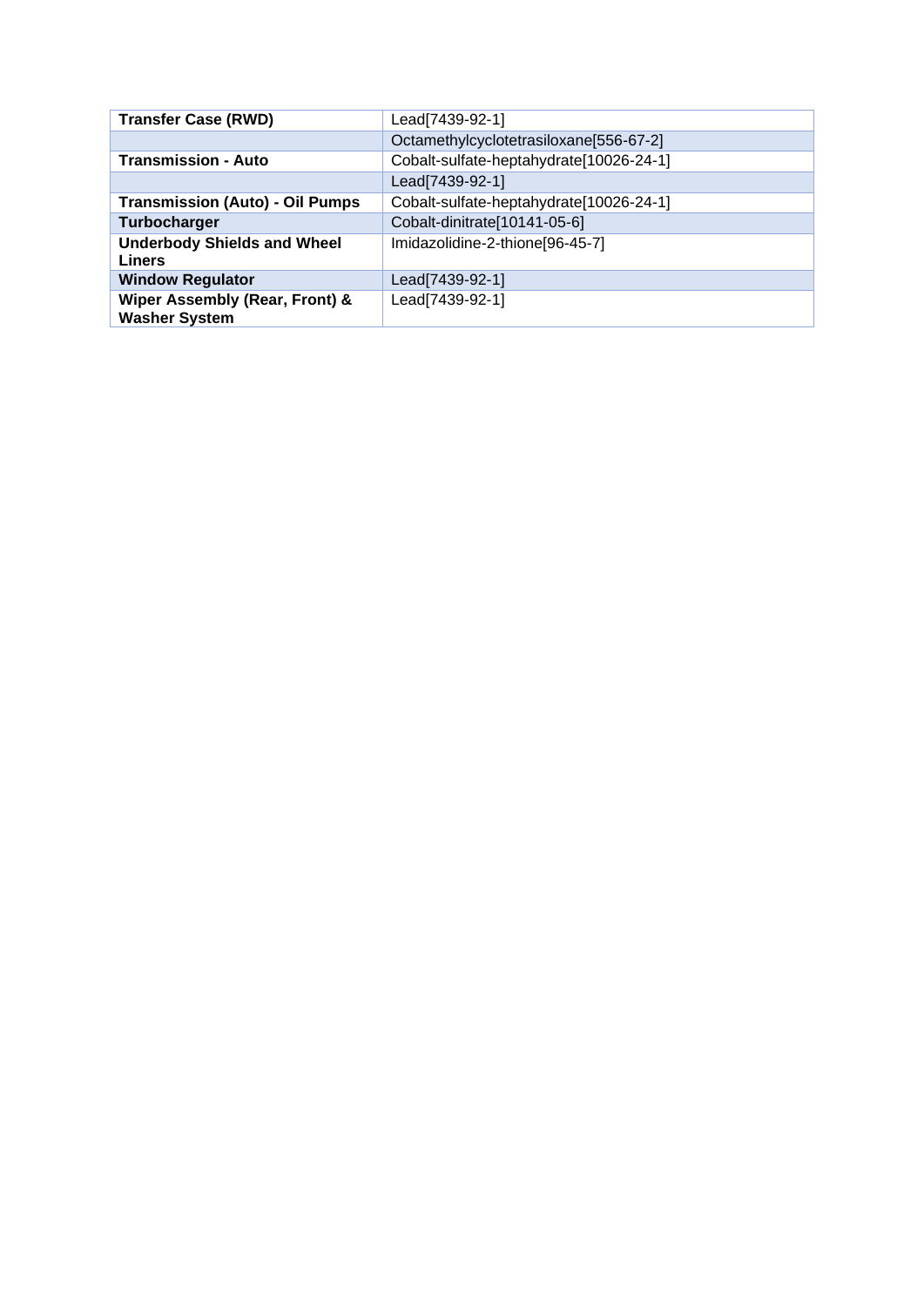| | |
|---|---|
| **Transfer Case (RWD)** | Lead[7439-92-1] |
| | Octamethylcyclotetrasiloxane[556-67-2] |
| **Transmission - Auto** | Cobalt-sulfate-heptahydrate[10026-24-1] |
| | Lead[7439-92-1] |
| **Transmission (Auto) - Oil Pumps** | Cobalt-sulfate-heptahydrate[10026-24-1] |
| **Turbocharger** | Cobalt-dinitrate[10141-05-6] |
| **Underbody Shields and Wheel Liners** | Imidazolidine-2-thione[96-45-7] |
| **Window Regulator** | Lead[7439-92-1] |
| **Wiper Assembly (Rear, Front) & Washer System** | Lead[7439-92-1] |